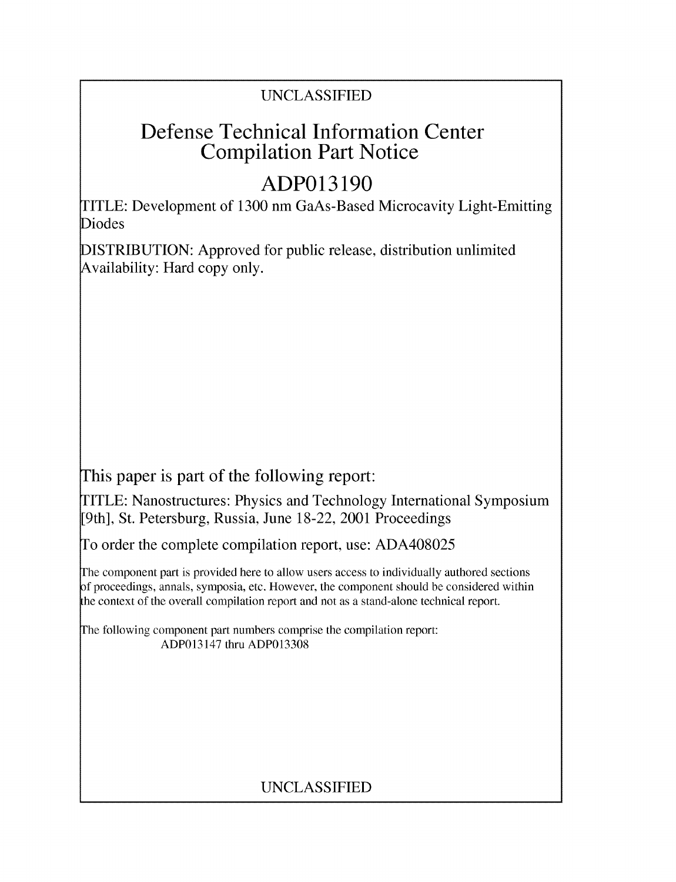UNCLASSIFIED

# Defense Technical Information Center Compilation Part Notice

# ADP013190

TITLE: Development of 1300 nm GaAs-Based Microcavity Light-Emitting Diodes

DISTRIBUTION: Approved for public release, distribution unlimited
Availability: Hard copy only.

This paper is part of the following report:

TITLE: Nanostructures: Physics and Technology International Symposium [9th], St. Petersburg, Russia, June 18-22, 2001 Proceedings

To order the complete compilation report, use: ADA408025

The component part is provided here to allow users access to individually authored sections of proceedings, annals, symposia, etc. However, the component should be considered within the context of the overall compilation report and not as a stand-alone technical report.

The following component part numbers comprise the compilation report:
ADP013147 thru ADP013308

UNCLASSIFIED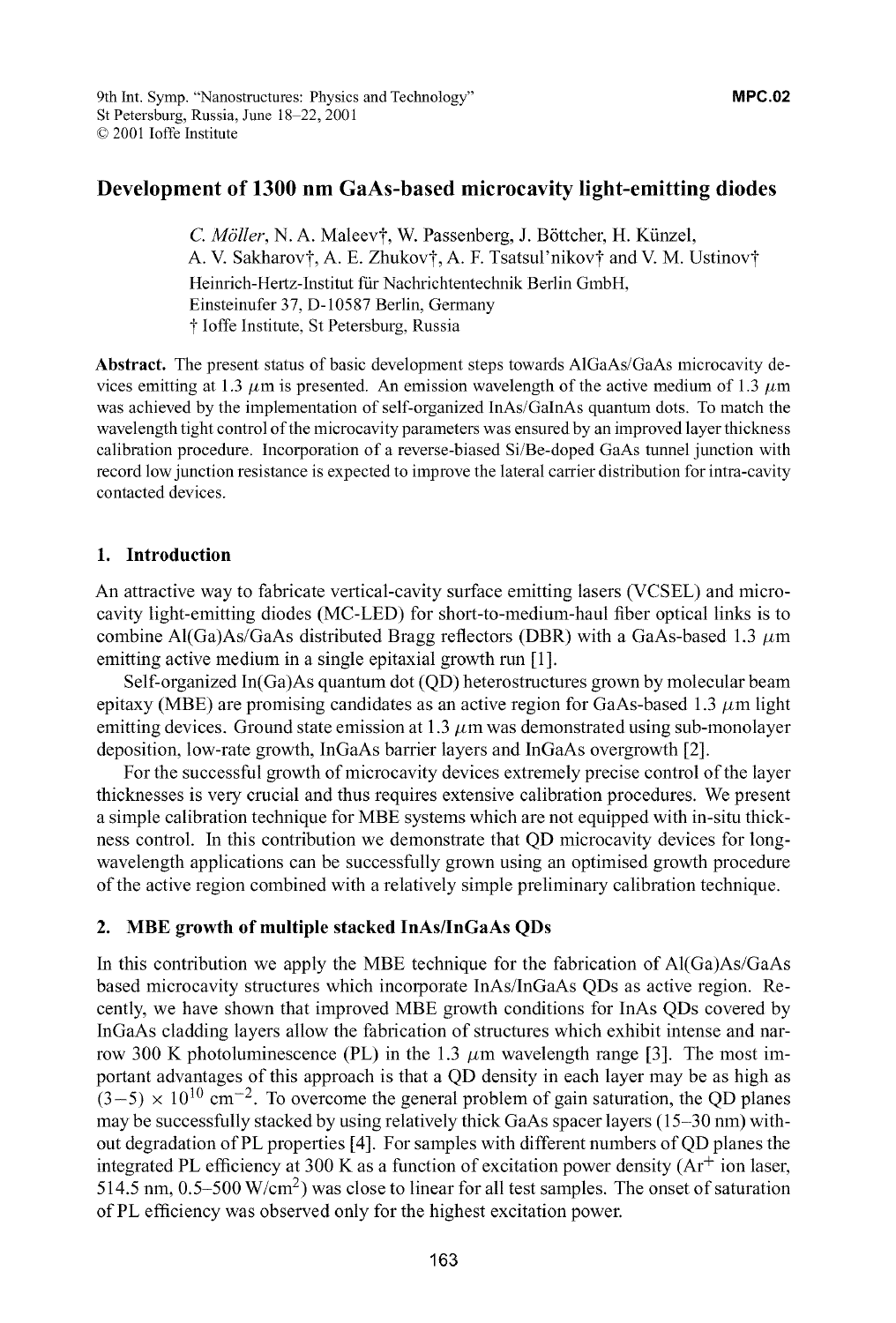# Development of 1300 nm GaAs-based microcavity light-emitting diodes

*C. Möller*, N. A. Maleev†, W. Passenberg, J. Böttcher, H. Künzel,
A. V. Sakharov†, A. E. Zhukov†, A. F. Tsatsul'nikov† and V. M. Ustinov†

Heinrich-Hertz-Institut für Nachrichtentechnik Berlin GmbH,
Einsteinufer 37, D-10587 Berlin, Germany
† Ioffe Institute, St Petersburg, Russia

**Abstract.** The present status of basic development steps towards AlGaAs/GaAs microcavity devices emitting at 1.3 $\mu$m is presented. An emission wavelength of the active medium of 1.3 $\mu$m was achieved by the implementation of self-organized InAs/GaInAs quantum dots. To match the wavelength tight control of the microcavity parameters was ensured by an improved layer thickness calibration procedure. Incorporation of a reverse-biased Si/Be-doped GaAs tunnel junction with record low junction resistance is expected to improve the lateral carrier distribution for intra-cavity contacted devices.

## 1. Introduction

An attractive way to fabricate vertical-cavity surface emitting lasers (VCSEL) and microcavity light-emitting diodes (MC-LED) for short-to-medium-haul fiber optical links is to combine Al(Ga)As/GaAs distributed Bragg reflectors (DBR) with a GaAs-based 1.3 $\mu$m emitting active medium in a single epitaxial growth run [1].

Self-organized In(Ga)As quantum dot (QD) heterostructures grown by molecular beam epitaxy (MBE) are promising candidates as an active region for GaAs-based 1.3 $\mu$m light emitting devices. Ground state emission at 1.3 $\mu$m was demonstrated using sub-monolayer deposition, low-rate growth, InGaAs barrier layers and InGaAs overgrowth [2].

For the successful growth of microcavity devices extremely precise control of the layer thicknesses is very crucial and thus requires extensive calibration procedures. We present a simple calibration technique for MBE systems which are not equipped with in-situ thickness control. In this contribution we demonstrate that QD microcavity devices for long-wavelength applications can be successfully grown using an optimised growth procedure of the active region combined with a relatively simple preliminary calibration technique.

## 2. MBE growth of multiple stacked InAs/InGaAs QDs

In this contribution we apply the MBE technique for the fabrication of Al(Ga)As/GaAs based microcavity structures which incorporate InAs/InGaAs QDs as active region. Recently, we have shown that improved MBE growth conditions for InAs QDs covered by InGaAs cladding layers allow the fabrication of structures which exhibit intense and narrow 300 K photoluminescence (PL) in the 1.3 $\mu$m wavelength range [3]. The most important advantages of this approach is that a QD density in each layer may be as high as $(3-5) \times 10^{10}$ cm$^{-2}$. To overcome the general problem of gain saturation, the QD planes may be successfully stacked by using relatively thick GaAs spacer layers (15–30 nm) without degradation of PL properties [4]. For samples with different numbers of QD planes the integrated PL efficiency at 300 K as a function of excitation power density ($Ar^+$ ion laser, 514.5 nm, 0.5–500 W/cm$^2$) was close to linear for all test samples. The onset of saturation of PL efficiency was observed only for the highest excitation power.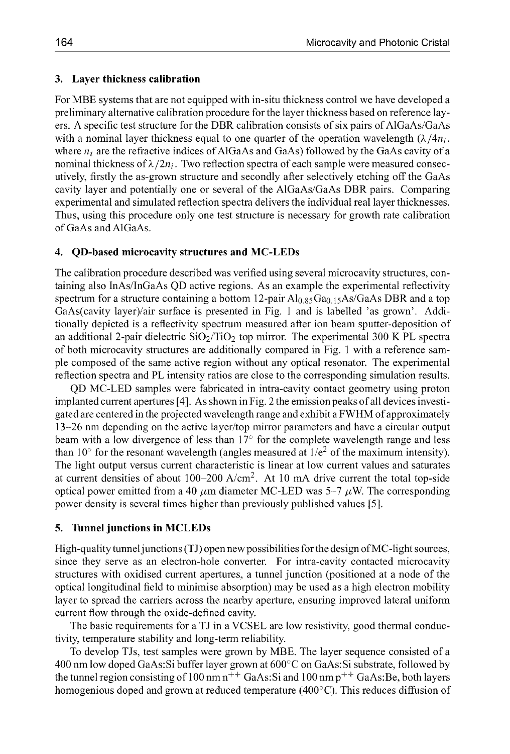## 3. Layer thickness calibration

For MBE systems that are not equipped with in-situ thickness control we have developed a preliminary alternative calibration procedure for the layer thickness based on reference layers. A specific test structure for the DBR calibration consists of six pairs of AlGaAs/GaAs with a nominal layer thickness equal to one quarter of the operation wavelength ($\lambda/4n_i$, where $n_i$ are the refractive indices of AlGaAs and GaAs) followed by the GaAs cavity of a nominal thickness of $\lambda/2n_i$. Two reflection spectra of each sample were measured consecutively, firstly the as-grown structure and secondly after selectively etching off the GaAs cavity layer and potentially one or several of the AlGaAs/GaAs DBR pairs. Comparing experimental and simulated reflection spectra delivers the individual real layer thicknesses. Thus, using this procedure only one test structure is necessary for growth rate calibration of GaAs and AlGaAs.

## 4. QD-based microcavity structures and MC-LEDs

The calibration procedure described was verified using several microcavity structures, containing also InAs/InGaAs QD active regions. As an example the experimental reflectivity spectrum for a structure containing a bottom 12-pair $Al_{0.85}Ga_{0.15}As$/GaAs DBR and a top GaAs(cavity layer)/air surface is presented in Fig. 1 and is labelled 'as grown'. Additionally depicted is a reflectivity spectrum measured after ion beam sputter-deposition of an additional 2-pair dielectric $SiO_2/TiO_2$ top mirror. The experimental 300 K PL spectra of both microcavity structures are additionally compared in Fig. 1 with a reference sample composed of the same active region without any optical resonator. The experimental reflection spectra and PL intensity ratios are close to the corresponding simulation results.

QD MC-LED samples were fabricated in intra-cavity contact geometry using proton implanted current apertures [4]. As shown in Fig. 2 the emission peaks of all devices investigated are centered in the projected wavelength range and exhibit a FWHM of approximately 13–26 nm depending on the active layer/top mirror parameters and have a circular output beam with a low divergence of less than 17° for the complete wavelength range and less than 10° for the resonant wavelength (angles measured at $1/e^2$ of the maximum intensity). The light output versus current characteristic is linear at low current values and saturates at current densities of about 100–200 A/cm$^2$. At 10 mA drive current the total top-side optical power emitted from a 40 $\mu$m diameter MC-LED was 5–7 $\mu$W. The corresponding power density is several times higher than previously published values [5].

## 5. Tunnel junctions in MCLEDs

High-quality tunnel junctions (TJ) open new possibilities for the design of MC-light sources, since they serve as an electron-hole converter. For intra-cavity contacted microcavity structures with oxidised current apertures, a tunnel junction (positioned at a node of the optical longitudinal field to minimise absorption) may be used as a high electron mobility layer to spread the carriers across the nearby aperture, ensuring improved lateral uniform current flow through the oxide-defined cavity.

The basic requirements for a TJ in a VCSEL are low resistivity, good thermal conductivity, temperature stability and long-term reliability.

To develop TJs, test samples were grown by MBE. The layer sequence consisted of a 400 nm low doped GaAs:Si buffer layer grown at 600°C on GaAs:Si substrate, followed by the tunnel region consisting of 100 nm $n^{++}$ GaAs:Si and 100 nm $p^{++}$ GaAs:Be, both layers homogenious doped and grown at reduced temperature (400°C). This reduces diffusion of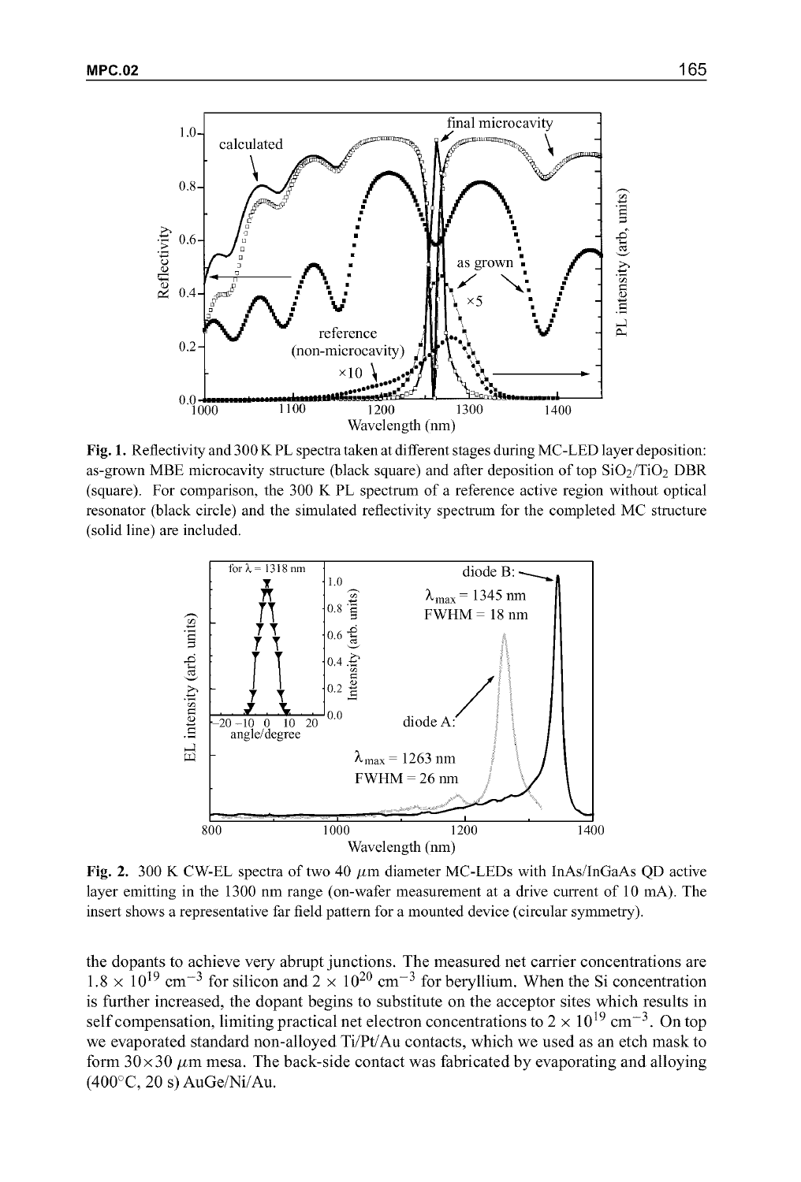**Fig. 1.** Reflectivity and 300 K PL spectra taken at different stages during MC-LED layer deposition: as-grown MBE microcavity structure (black square) and after deposition of top $SiO_2/TiO_2$ DBR (square). For comparison, the 300 K PL spectrum of a reference active region without optical resonator (black circle) and the simulated reflectivity spectrum for the completed MC structure (solid line) are included.

**Fig. 2.** 300 K CW-EL spectra of two 40 $\mu$m diameter MC-LEDs with InAs/InGaAs QD active layer emitting in the 1300 nm range (on-wafer measurement at a drive current of 10 mA). The insert shows a representative far field pattern for a mounted device (circular symmetry).

the dopants to achieve very abrupt junctions. The measured net carrier concentrations are $1.8 \times 10^{19}$ cm$^{-3}$ for silicon and $2 \times 10^{20}$ cm$^{-3}$ for beryllium. When the Si concentration is further increased, the dopant begins to substitute on the acceptor sites which results in self compensation, limiting practical net electron concentrations to $2 \times 10^{19}$ cm$^{-3}$. On top we evaporated standard non-alloyed Ti/Pt/Au contacts, which we used as an etch mask to form 30×30 $\mu$m mesa. The back-side contact was fabricated by evaporating and alloying (400°C, 20 s) AuGe/Ni/Au.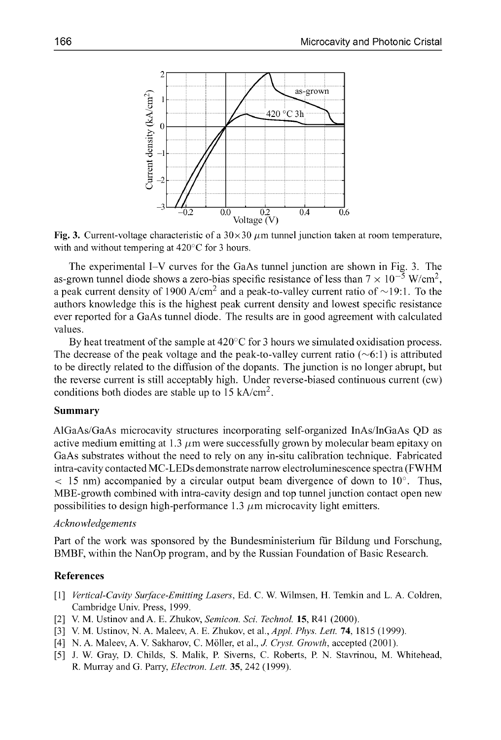2

1

0

−1

−2

−3

Current density (kA/cm$^2$)

as-grown

420 °C 3h

−0.2 0.0 0.2 0.4 0.6

Voltage (V)

**Fig. 3.** Current-voltage characteristic of a 30×30 $\mu$m tunnel junction taken at room temperature, with and without tempering at 420°C for 3 hours.

The experimental I–V curves for the GaAs tunnel junction are shown in Fig. 3. The as-grown tunnel diode shows a zero-bias specific resistance of less than $7 \times 10^{-5}$ W/cm$^2$, a peak current density of 1900 A/cm$^2$ and a peak-to-valley current ratio of ~19:1. To the authors knowledge this is the highest peak current density and lowest specific resistance ever reported for a GaAs tunnel diode. The results are in good agreement with calculated values.

By heat treatment of the sample at 420°C for 3 hours we simulated oxidisation process. The decrease of the peak voltage and the peak-to-valley current ratio (~6:1) is attributed to be directly related to the diffusion of the dopants. The junction is no longer abrupt, but the reverse current is still acceptably high. Under reverse-biased continuous current (cw) conditions both diodes are stable up to 15 kA/cm$^2$.

## Summary

AlGaAs/GaAs microcavity structures incorporating self-organized InAs/InGaAs QD as active medium emitting at 1.3 $\mu$m were successfully grown by molecular beam epitaxy on GaAs substrates without the need to rely on any in-situ calibration technique. Fabricated intra-cavity contacted MC-LEDs demonstrate narrow electroluminescence spectra (FWHM $< 15$ nm) accompanied by a circular output beam divergence of down to 10°. Thus, MBE-growth combined with intra-cavity design and top tunnel junction contact open new possibilities to design high-performance 1.3 $\mu$m microcavity light emitters.

*Acknowledgements*

Part of the work was sponsored by the Bundesministerium für Bildung und Forschung, BMBF, within the NanOp program, and by the Russian Foundation of Basic Research.

## References

[1] *Vertical-Cavity Surface-Emitting Lasers*, Ed. C. W. Wilmsen, H. Temkin and L. A. Coldren, Cambridge Univ. Press, 1999.

[2] V. M. Ustinov and A. E. Zhukov, *Semicon. Sci. Technol.* **15**, R41 (2000).

[3] V. M. Ustinov, N. A. Maleev, A. E. Zhukov, et al., *Appl. Phys. Lett.* **74**, 1815 (1999).

[4] N. A. Maleev, A. V. Sakharov, C. Möller, et al., *J. Cryst. Growth*, accepted (2001).

[5] J. W. Gray, D. Childs, S. Malik, P. Siverns, C. Roberts, P. N. Stavrinou, M. Whitehead, R. Murray and G. Parry, *Electron. Lett.* **35**, 242 (1999).